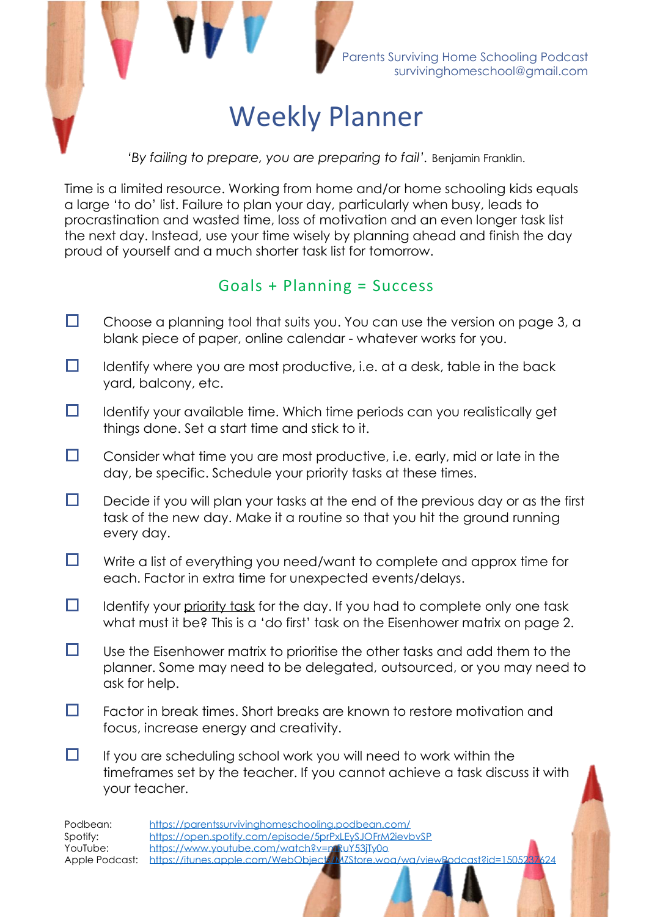Parents Surviving Home Schooling Podcast
survivinghomeschool@gmail.com

# Weekly Planner

*'By failing to prepare, you are preparing to fail'.* Benjamin Franklin.

Time is a limited resource. Working from home and/or home schooling kids equals a large 'to do' list. Failure to plan your day, particularly when busy, leads to procrastination and wasted time, loss of motivation and an even longer task list the next day. Instead, use your time wisely by planning ahead and finish the day proud of yourself and a much shorter task list for tomorrow.

## Goals + Planning = Success

- ☐ Choose a planning tool that suits you. You can use the version on page 3, a blank piece of paper, online calendar - whatever works for you.
- ☐ Identify where you are most productive, i.e. at a desk, table in the back yard, balcony, etc.
- ☐ Identify your available time. Which time periods can you realistically get things done. Set a start time and stick to it.
- ☐ Consider what time you are most productive, i.e. early, mid or late in the day, be specific. Schedule your priority tasks at these times.
- ☐ Decide if you will plan your tasks at the end of the previous day or as the first task of the new day. Make it a routine so that you hit the ground running every day.
- ☐ Write a list of everything you need/want to complete and approx time for each. Factor in extra time for unexpected events/delays.
- ☐ Identify your <u>priority task</u> for the day. If you had to complete only one task what must it be? This is a 'do first' task on the Eisenhower matrix on page 2.
- ☐ Use the Eisenhower matrix to prioritise the other tasks and add them to the planner. Some may need to be delegated, outsourced, or you may need to ask for help.
- ☐ Factor in break times. Short breaks are known to restore motivation and focus, increase energy and creativity.
- ☐ If you are scheduling school work you will need to work within the timeframes set by the teacher. If you cannot achieve a task discuss it with your teacher.

| | |
|---|---|
| Podbean: | https://parentssurvivinghomeschooling.podbean.com/ |
| Spotify: | https://open.spotify.com/episode/5prPxLEySJOFrM2ievbvSP |
| YouTube: | https://www.youtube.com/watch?v=nRuY53jTy0o |
| Apple Podcast: | https://itunes.apple.com/WebObjects/MZStore.woa/wa/viewPodcast?id=1505237624 |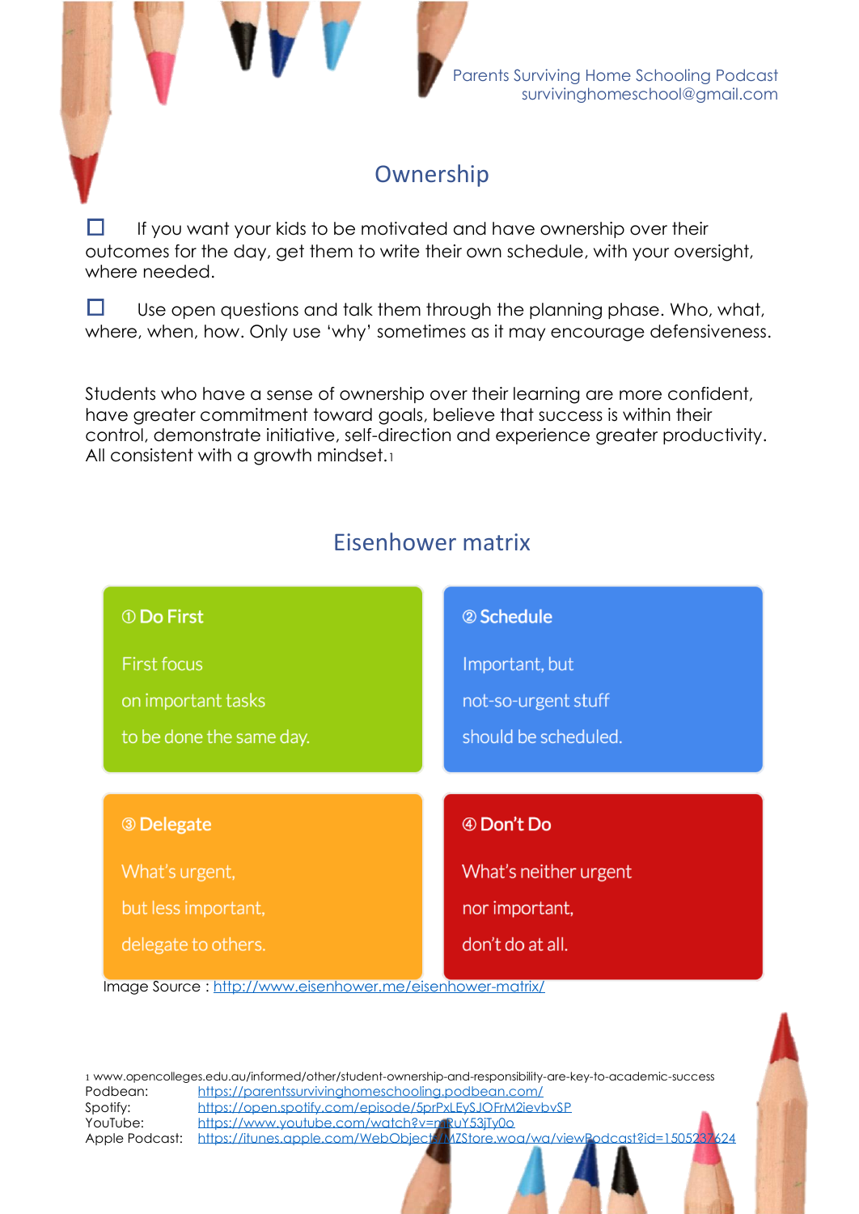## Ownership

- [ ] If you want your kids to be motivated and have ownership over their outcomes for the day, get them to write their own schedule, with your oversight, where needed.
- [ ] Use open questions and talk them through the planning phase. Who, what, where, when, how. Only use 'why' sometimes as it may encourage defensiveness.

Students who have a sense of ownership over their learning are more confident, have greater commitment toward goals, believe that success is within their control, demonstrate initiative, self-direction and experience greater productivity. All consistent with a growth mindset.[1]

## Eisenhower matrix

| ① Do First | ② Schedule |
|---|---|
| First focus on important tasks to be done the same day. | Important, but not-so-urgent stuff should be scheduled. |
| **③ Delegate** | **④ Don't Do** |
| What's urgent, but less important, delegate to others. | What's neither urgent nor important, don't do at all. |

Image Source : http://www.eisenhower.me/eisenhower-matrix/

[1] www.opencolleges.edu.au/informed/other/student-ownership-and-responsibility-are-key-to-academic-success

Podbean: https://parentssurvivinghomeschooling.podbean.com/
Spotify: https://open.spotify.com/episode/5prPxLEySJOFrM2ievbvSP
YouTube: https://www.youtube.com/watch?v=mRuY53jTy0o
Apple Podcast: https://itunes.apple.com/WebObjects/MZStore.woa/wa/viewPodcast?id=1505237624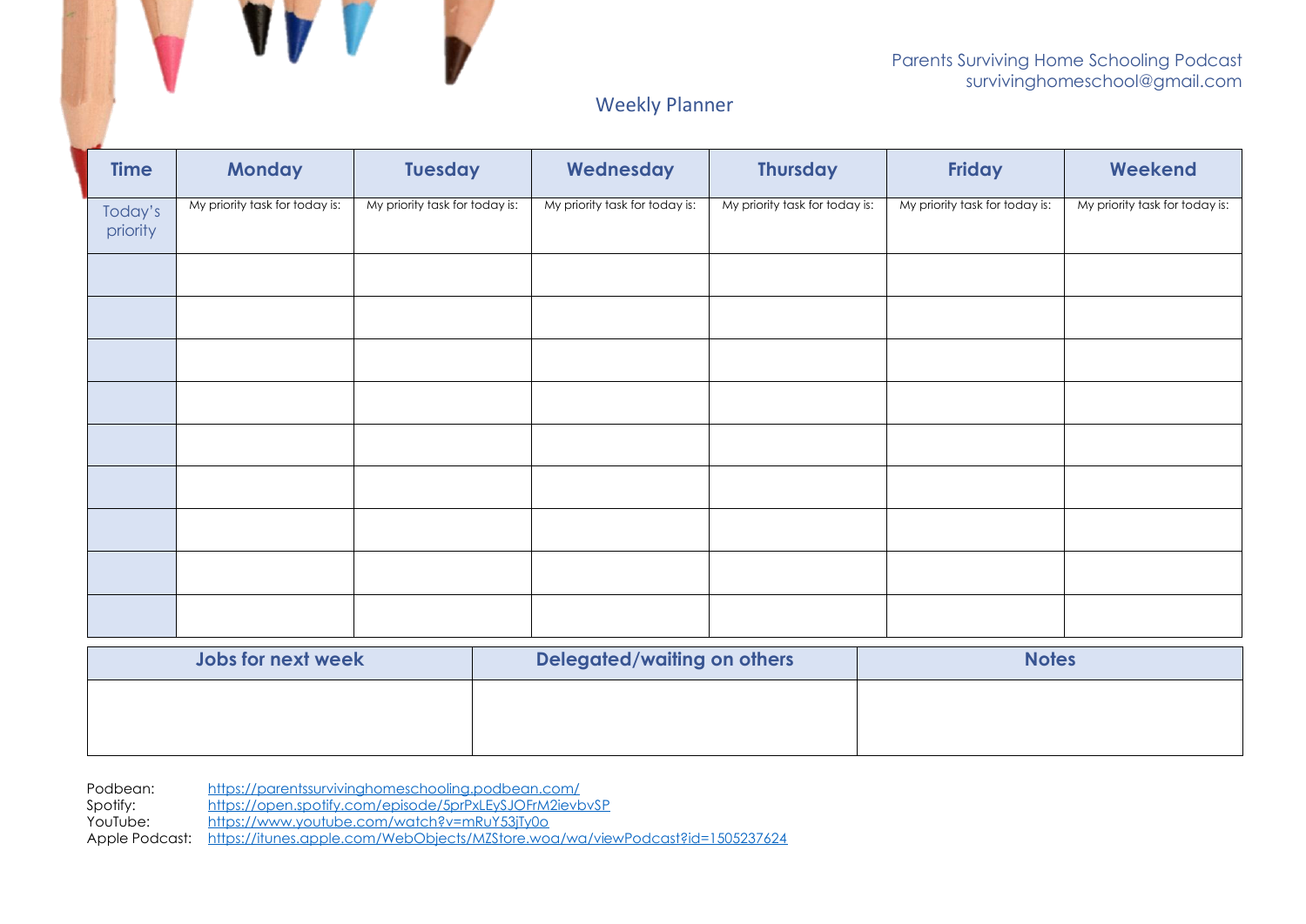Parents Surviving Home Schooling Podcast
survivinghomeschool@gmail.com

# Weekly Planner

| Time | Monday | Tuesday | Wednesday | Thursday | Friday | Weekend |
|---|---|---|---|---|---|---|
| Today's priority | My priority task for today is: | My priority task for today is: | My priority task for today is: | My priority task for today is: | My priority task for today is: | My priority task for today is: |
| | | | | | | |
| | | | | | | |
| | | | | | | |
| | | | | | | |
| | | | | | | |
| | | | | | | |
| | | | | | | |
| | | | | | | |
| | | | | | | |

| Jobs for next week | Delegated/waiting on others | Notes |
|---|---|---|
| | | |

Podbean: https://parentssurvivinghomeschooling.podbean.com/
Spotify: https://open.spotify.com/episode/5prPxLEySJOFrM2ievbvSP
YouTube: https://www.youtube.com/watch?v=mRuY53jTy0o
Apple Podcast: https://itunes.apple.com/WebObjects/MZStore.woa/wa/viewPodcast?id=1505237624